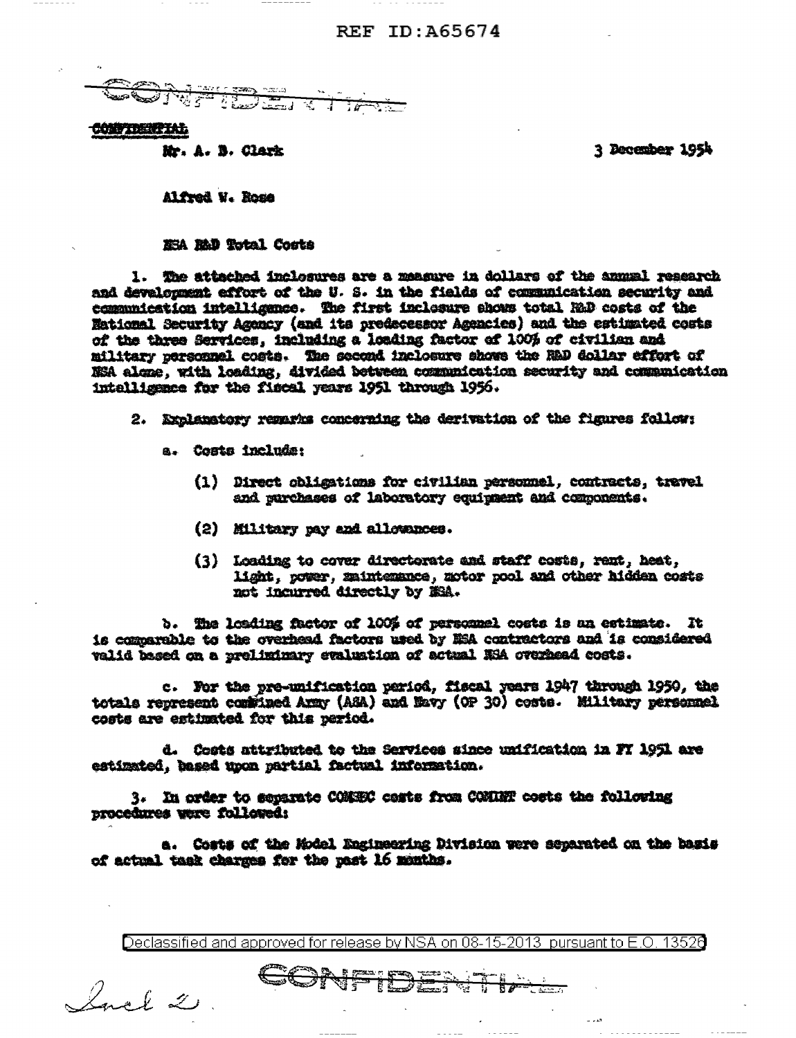REF ID:A65674

CONFIDENTIAL

CONFIDENTIAL

Mr. A. B. Clark

3 December 1954

Alfred W. Rose

NSA R&D Total Costs

1. The attached inclosures are a measure in dollars of the annual research and development effort of the U. S. in the fields of communication security and communication intelligence. The first inclosure shows total R&D costs of the National Security Agency (and its predecessor Agencies) and the estimated costs of the three Services, including a loading factor of 100% of civilian and military personnel costs. The second inclosure shows the R&D dollar effort of NSA alone, with loading, divided between communication security and communication intelligence for the fiscal years 1951 through 1956.

2. Explanatory remarks concerning the derivation of the figures follow:

a. Costs include:

(1) Direct obligations for civilian personnel, contracts, travel and purchases of laboratory equipment and components.

(2) Military pay and allowances.

(3) Loading to cover directorate and staff costs, rent, heat, light, power, maintenance, motor pool and other hidden costs not incurred directly by NSA.

b. The loading factor of 100% of personnel costs is an estimate. It is comparable to the overhead factors used by NSA contractors and is considered valid based on a preliminary evaluation of actual NSA overhead costs.

c. For the pre-unification period, fiscal years 1947 through 1950, the totals represent combined Army (ASA) and Navy (OP 30) costs. Military personnel costs are estimated for this period.

d. Costs attributed to the Services since unification in FY 1951 are estimated, based upon partial factual information.

3. In order to separate COMSEC costs from COMINT costs the following procedures were followed:

a. Costs of the Model Engineering Division were separated on the basis of actual task charges for the past 16 months.

Declassified and approved for release by NSA on 08-15-2013 pursuant to E.O. 13526

Incl 2.

CONFIDENTIAL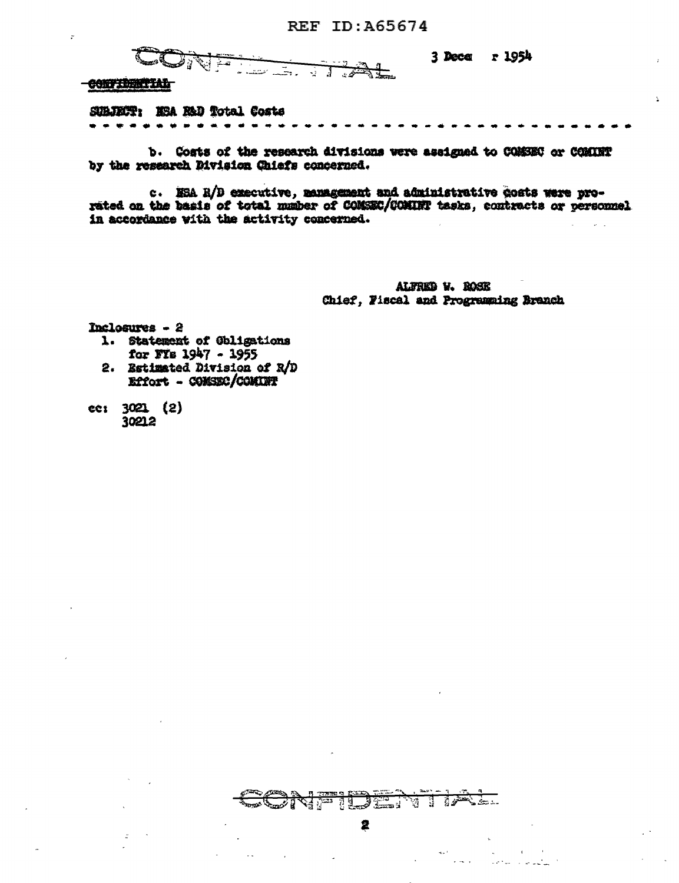CONFIDENTIAL

3 December 1954

SUBJECT: NSA R&D Total Costs

- - - - - - - - - - - - - - - - - - - - - - - - - - - - - - - - - - - - - - - - - -

b. Costs of the research divisions were assigned to COMSEC or COMINT by the research Division Chiefs concerned.

c. NSA R/D executive, management and administrative costs were prorated on the basis of total number of COMSEC/COMINT tasks, contracts or personnel in accordance with the activity concerned.

ALFRED W. ROSE
Chief, Fiscal and Programming Branch

Inclosures - 2
1. Statement of Obligations for FYs 1947 - 1955
2. Estimated Division of R/D Effort - COMSEC/COMINT

cc: 3021 (2)
30212

CONFIDENTIAL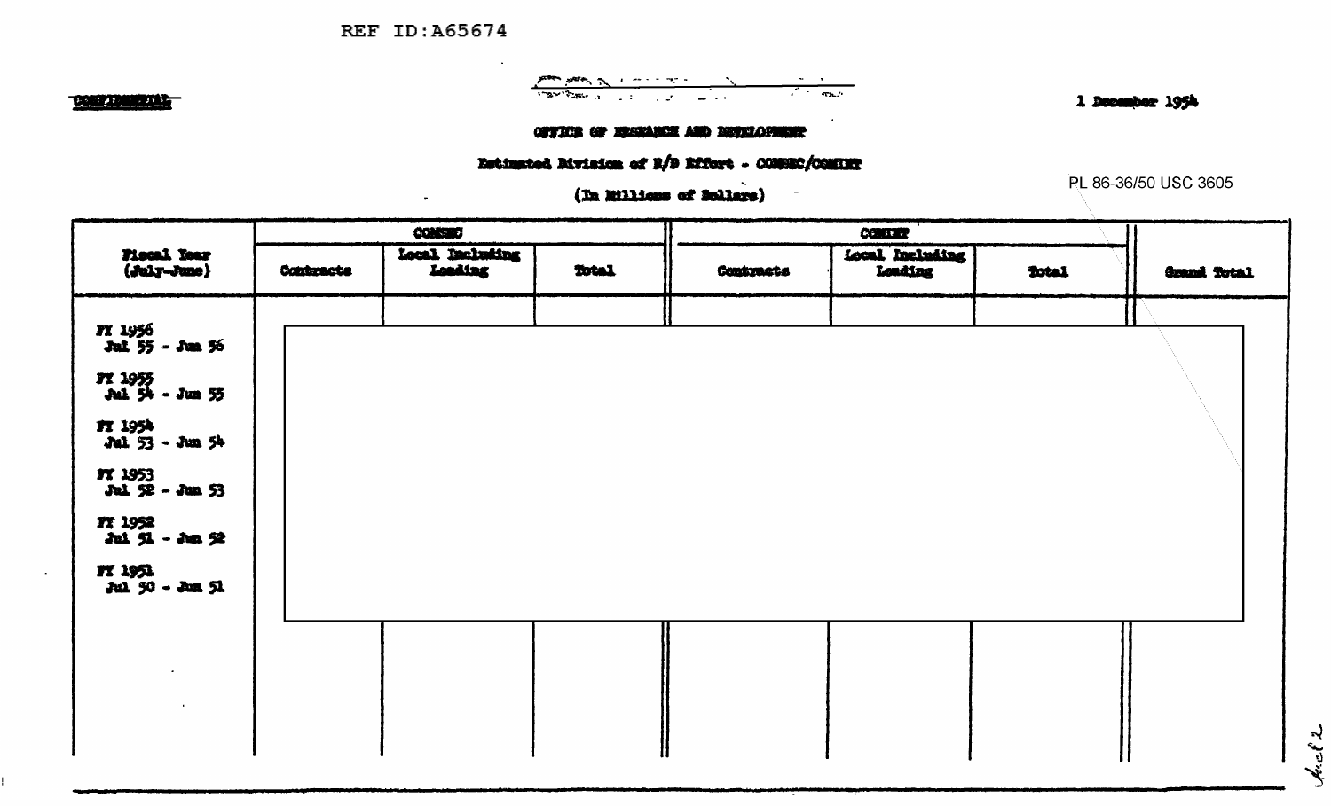REF ID:A65674

CONFIDENTIAL

1 December 1954

OFFICE OF RESEARCH AND DEVELOPMENT

Estimated Division of R/D Effort - COMSEC/COMINT

(In Millions of Dollars)

PL 86-36/50 USC 3605

| Fiscal Year (July-June) | COMSEC | | | COMINT | | | Grand Total |
|---|---|---|---|---|---|---|---|
| | Contracts | Local Including Loading | Total | Contracts | Local Including Loading | Total | |
| FY 1956 Jul 55 - Jun 56 | | | | | | | |
| FY 1955 Jul 54 - Jun 55 | | | | | | | |
| FY 1954 Jul 53 - Jun 54 | | | | | | | |
| FY 1953 Jul 52 - Jun 53 | | | | | | | |
| FY 1952 Jul 51 - Jun 52 | | | | | | | |
| FY 1951 Jul 50 - Jun 51 | | | | | | | |

Incl 2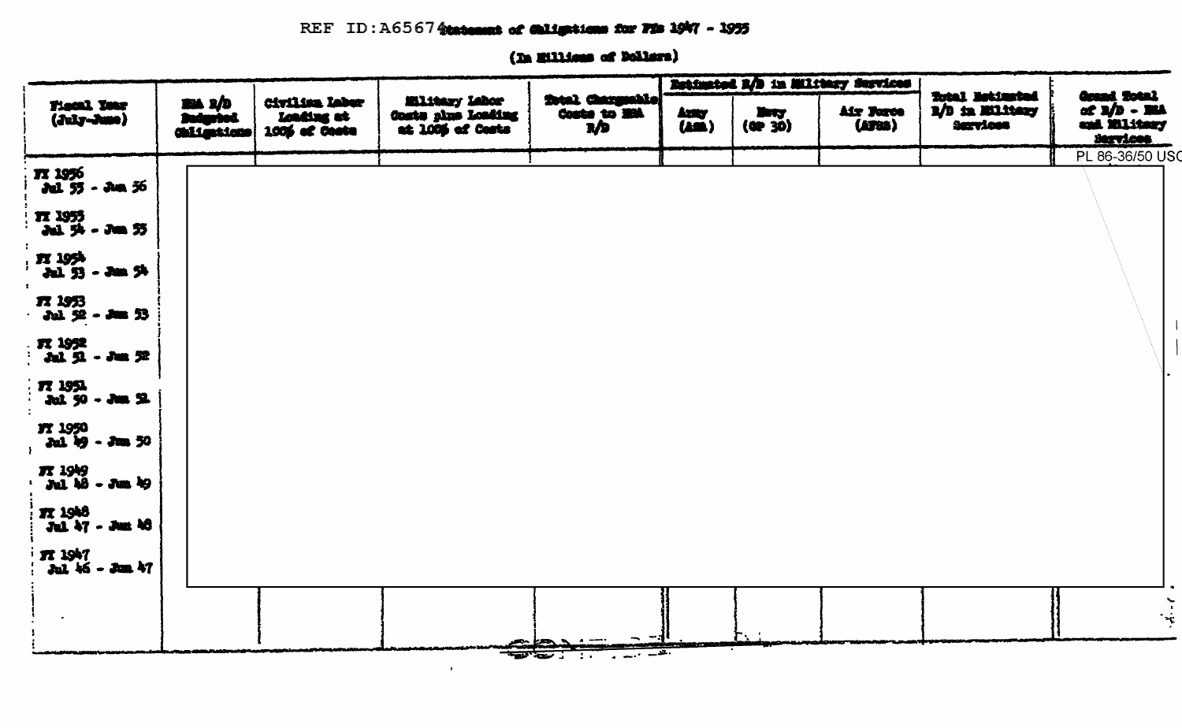REF ID:A65674 Statement of Obligations for FYs 1947 - 1955

(In Millions of Dollars)

| Fiscal Year (July-June) | NSA R/D Budgeted Obligations | Civilian Labor Loading at 100% of Costs | Military Labor Costs plus Loading at 100% of Costs | Total Chargeable Costs to NSA R/D | Estimated R/D in Military Services | | | Total Estimated R/D in Military Services | Grand Total of R/D - NSA and Military Services |
|---|---|---|---|---|---|---|---|---|---|
| | | | | | Army (ASA) | Navy (OP 30) | Air Force (AFSS) | | |
| FY 1956 Jul 55 - Jun 56 | | | | | | | | | |
| FY 1955 Jul 54 - Jun 55 | | | | | | | | | |
| FY 1954 Jul 53 - Jun 54 | | | | | | | | | |
| FY 1953 Jul 52 - Jun 53 | | | | | | | | | |
| FY 1952 Jul 51 - Jun 52 | | | | | | | | | |
| FY 1951 Jul 50 - Jun 51 | | | | | | | | | |
| FY 1950 Jul 49 - Jun 50 | | | | | | | | | |
| FY 1949 Jul 48 - Jun 49 | | | | | | | | | |
| FY 1948 Jul 47 - Jun 48 | | | | | | | | | |
| FY 1947 Jul 46 - Jun 47 | | | | | | | | | |
| | | | | | | | | | |

PL 86-36/50 USC